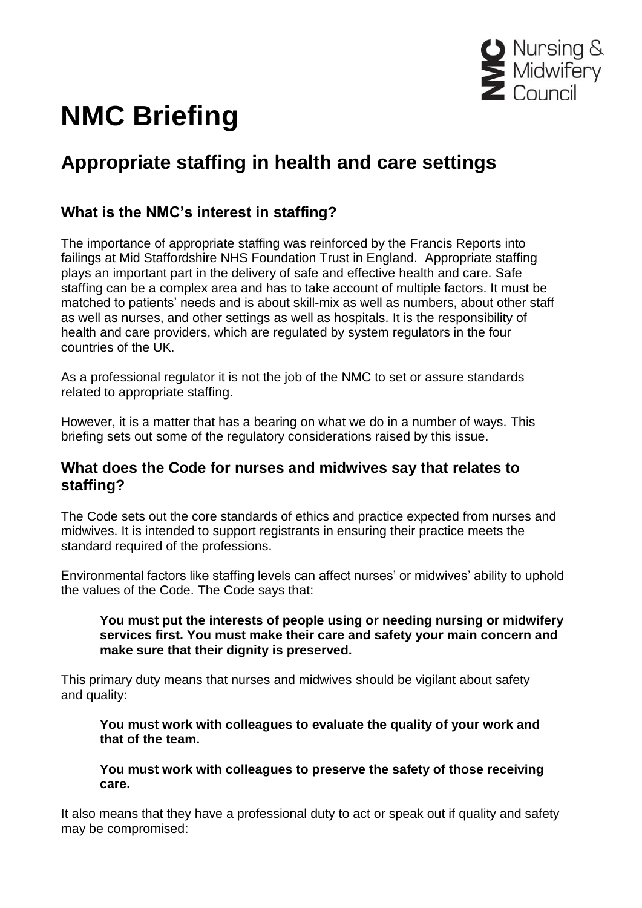# NMC Briefing

## Appropriate staffing in health and care settings

### What is the NMC's interest in staffing?

The importance of appropriate staffing was reinforced by the Francis Reports into failings at Mid Staffordshire NHS Foundation Trust in England. Appropriate staffing plays an important part in the delivery of safe and effective health and care. Safe staffing can be a complex area and has to take account of multiple factors. It must be matched to patients' needs and is about skill-mix as well as numbers, about other staff as well as nurses, and other settings as well as hospitals. It is the responsibility of health and care providers, which are regulated by system regulators in the four countries of the UK.

As a professional regulator it is not the job of the NMC to set or assure standards related to appropriate staffing.

However, it is a matter that has a bearing on what we do in a number of ways. This briefing sets out some of the regulatory considerations raised by this issue.

### What does the Code for nurses and midwives say that relates to staffing?

The Code sets out the core standards of ethics and practice expected from nurses and midwives. It is intended to support registrants in ensuring their practice meets the standard required of the professions.

Environmental factors like staffing levels can affect nurses' or midwives' ability to uphold the values of the Code. The Code says that:

> **You must put the interests of people using or needing nursing or midwifery services first. You must make their care and safety your main concern and make sure that their dignity is preserved.**

This primary duty means that nurses and midwives should be vigilant about safety and quality:

> **You must work with colleagues to evaluate the quality of your work and that of the team.**
>
> **You must work with colleagues to preserve the safety of those receiving care.**

It also means that they have a professional duty to act or speak out if quality and safety may be compromised: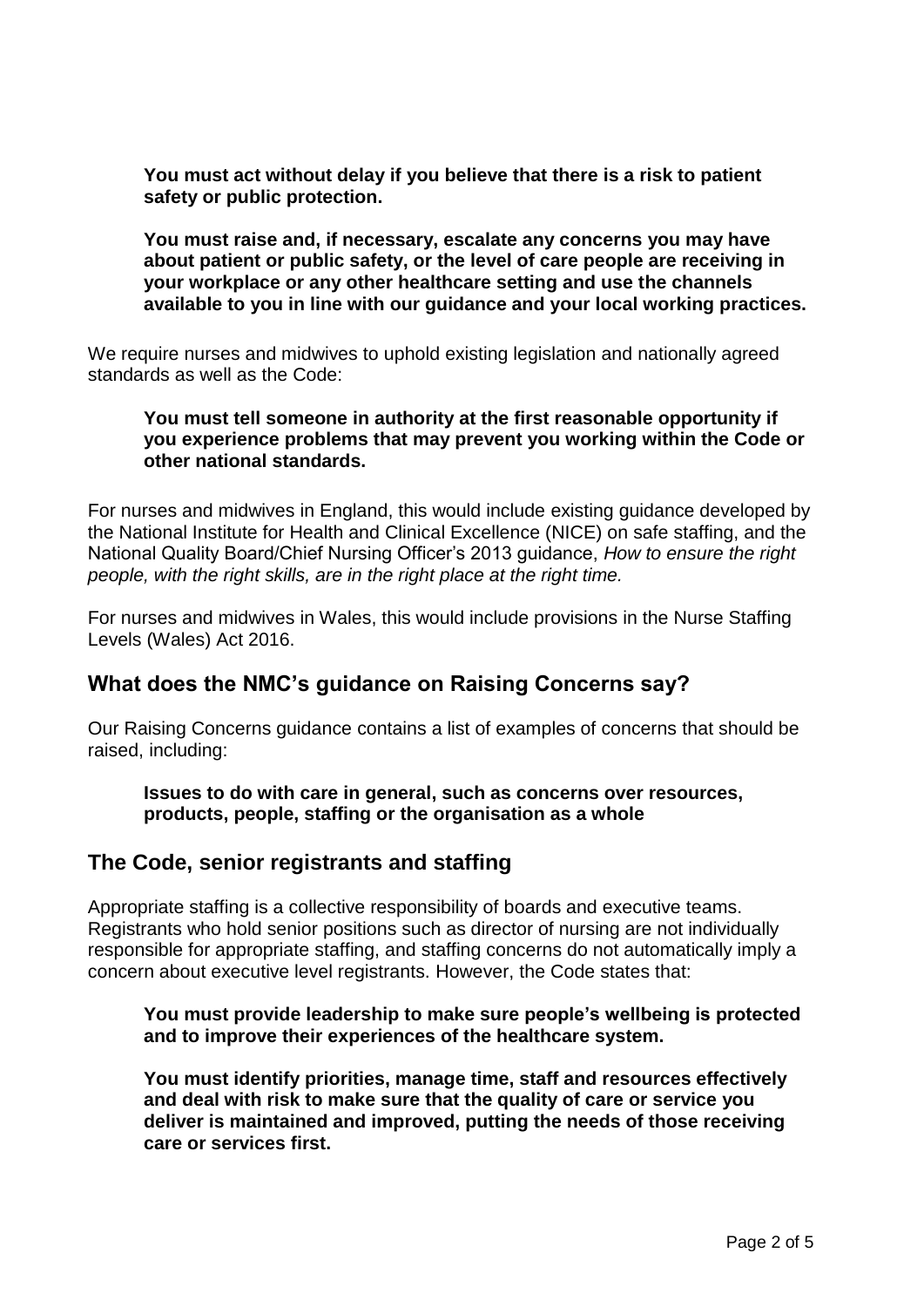**You must act without delay if you believe that there is a risk to patient safety or public protection.**

**You must raise and, if necessary, escalate any concerns you may have about patient or public safety, or the level of care people are receiving in your workplace or any other healthcare setting and use the channels available to you in line with our guidance and your local working practices.**

We require nurses and midwives to uphold existing legislation and nationally agreed standards as well as the Code:

**You must tell someone in authority at the first reasonable opportunity if you experience problems that may prevent you working within the Code or other national standards.**

For nurses and midwives in England, this would include existing guidance developed by the National Institute for Health and Clinical Excellence (NICE) on safe staffing, and the National Quality Board/Chief Nursing Officer's 2013 guidance, *How to ensure the right people, with the right skills, are in the right place at the right time.*

For nurses and midwives in Wales, this would include provisions in the Nurse Staffing Levels (Wales) Act 2016.

## What does the NMC's guidance on Raising Concerns say?

Our Raising Concerns guidance contains a list of examples of concerns that should be raised, including:

**Issues to do with care in general, such as concerns over resources, products, people, staffing or the organisation as a whole**

## The Code, senior registrants and staffing

Appropriate staffing is a collective responsibility of boards and executive teams. Registrants who hold senior positions such as director of nursing are not individually responsible for appropriate staffing, and staffing concerns do not automatically imply a concern about executive level registrants. However, the Code states that:

**You must provide leadership to make sure people's wellbeing is protected and to improve their experiences of the healthcare system.**

**You must identify priorities, manage time, staff and resources effectively and deal with risk to make sure that the quality of care or service you deliver is maintained and improved, putting the needs of those receiving care or services first.**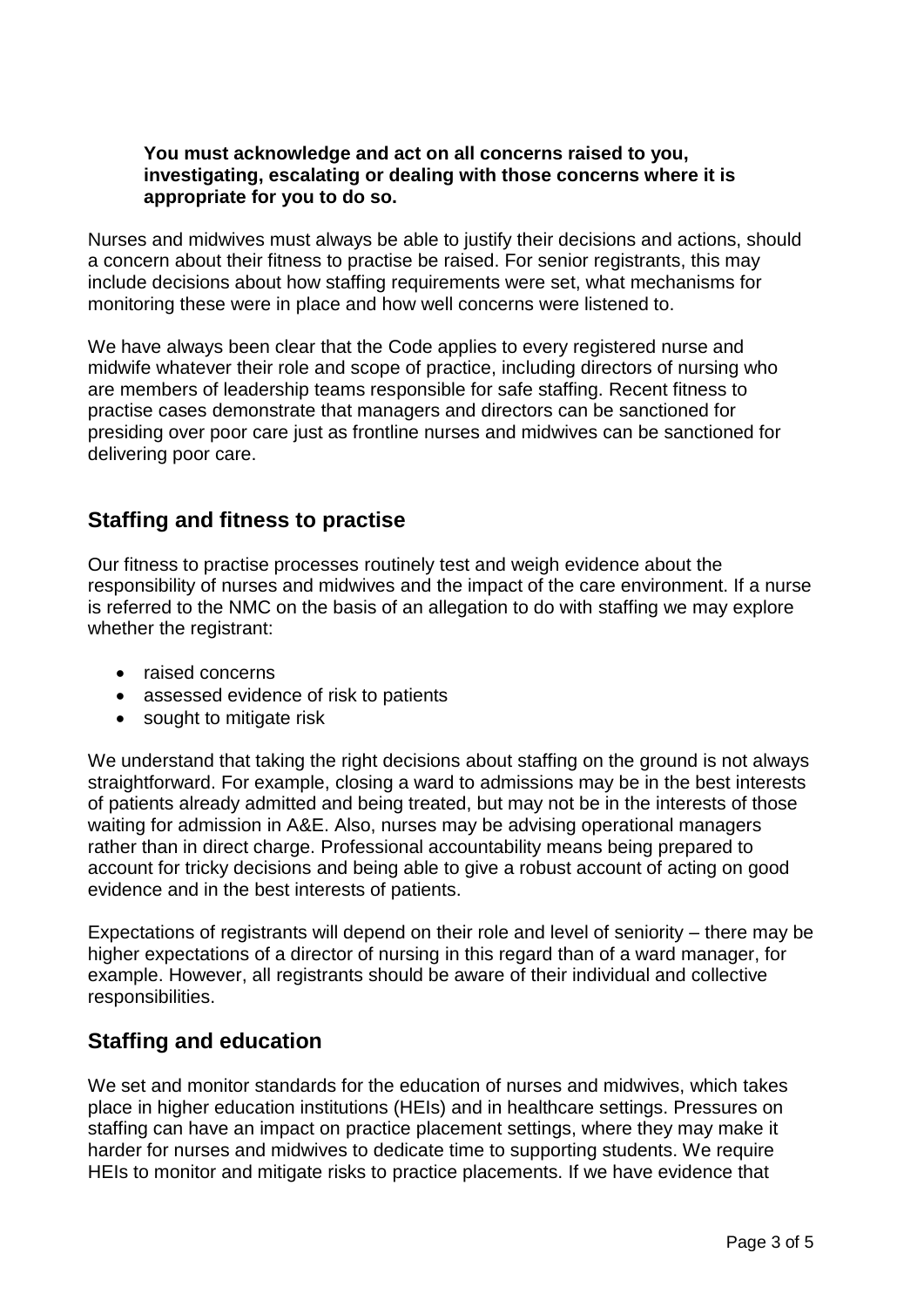**You must acknowledge and act on all concerns raised to you, investigating, escalating or dealing with those concerns where it is appropriate for you to do so.**

Nurses and midwives must always be able to justify their decisions and actions, should a concern about their fitness to practise be raised. For senior registrants, this may include decisions about how staffing requirements were set, what mechanisms for monitoring these were in place and how well concerns were listened to.

We have always been clear that the Code applies to every registered nurse and midwife whatever their role and scope of practice, including directors of nursing who are members of leadership teams responsible for safe staffing. Recent fitness to practise cases demonstrate that managers and directors can be sanctioned for presiding over poor care just as frontline nurses and midwives can be sanctioned for delivering poor care.

## Staffing and fitness to practise

Our fitness to practise processes routinely test and weigh evidence about the responsibility of nurses and midwives and the impact of the care environment. If a nurse is referred to the NMC on the basis of an allegation to do with staffing we may explore whether the registrant:

- raised concerns
- assessed evidence of risk to patients
- sought to mitigate risk

We understand that taking the right decisions about staffing on the ground is not always straightforward. For example, closing a ward to admissions may be in the best interests of patients already admitted and being treated, but may not be in the interests of those waiting for admission in A&E. Also, nurses may be advising operational managers rather than in direct charge. Professional accountability means being prepared to account for tricky decisions and being able to give a robust account of acting on good evidence and in the best interests of patients.

Expectations of registrants will depend on their role and level of seniority – there may be higher expectations of a director of nursing in this regard than of a ward manager, for example. However, all registrants should be aware of their individual and collective responsibilities.

## Staffing and education

We set and monitor standards for the education of nurses and midwives, which takes place in higher education institutions (HEIs) and in healthcare settings. Pressures on staffing can have an impact on practice placement settings, where they may make it harder for nurses and midwives to dedicate time to supporting students. We require HEIs to monitor and mitigate risks to practice placements. If we have evidence that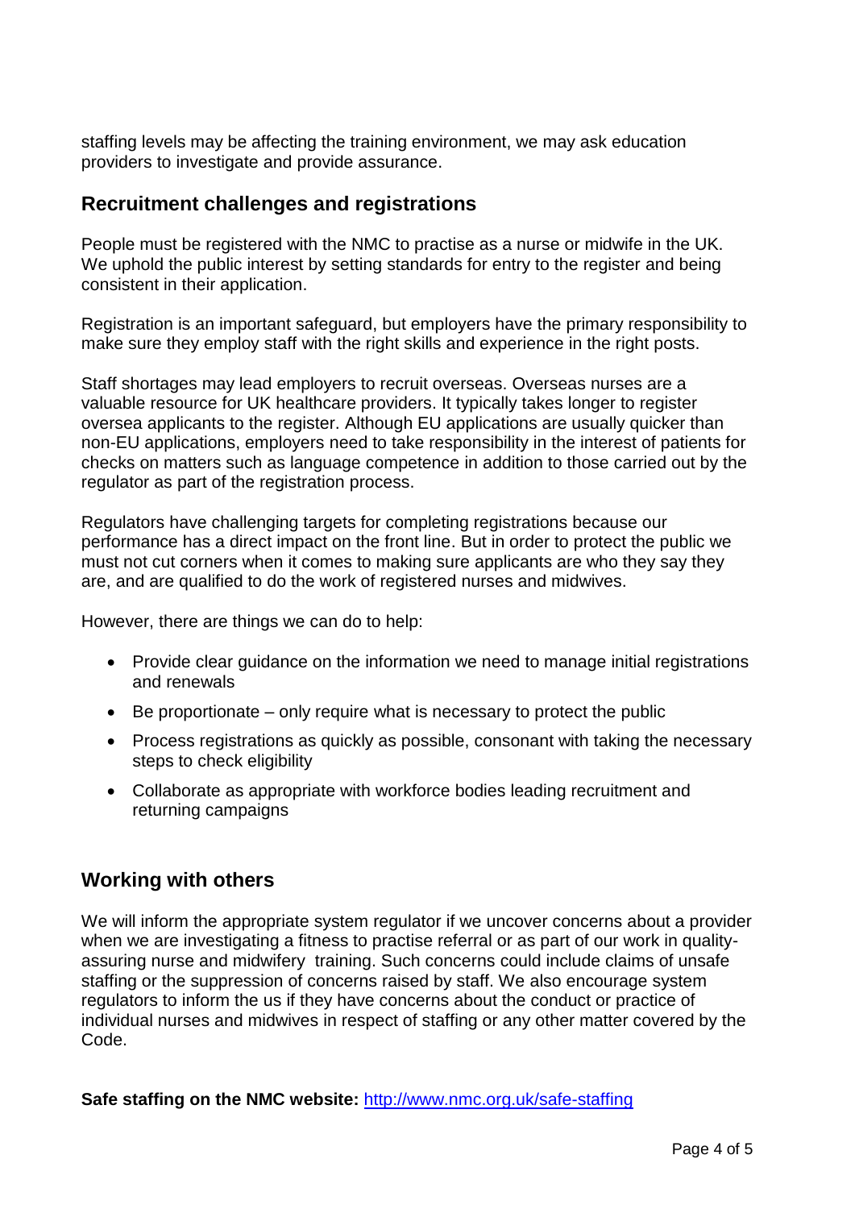staffing levels may be affecting the training environment, we may ask education providers to investigate and provide assurance.

## Recruitment challenges and registrations

People must be registered with the NMC to practise as a nurse or midwife in the UK. We uphold the public interest by setting standards for entry to the register and being consistent in their application.

Registration is an important safeguard, but employers have the primary responsibility to make sure they employ staff with the right skills and experience in the right posts.

Staff shortages may lead employers to recruit overseas. Overseas nurses are a valuable resource for UK healthcare providers. It typically takes longer to register oversea applicants to the register. Although EU applications are usually quicker than non-EU applications, employers need to take responsibility in the interest of patients for checks on matters such as language competence in addition to those carried out by the regulator as part of the registration process.

Regulators have challenging targets for completing registrations because our performance has a direct impact on the front line. But in order to protect the public we must not cut corners when it comes to making sure applicants are who they say they are, and are qualified to do the work of registered nurses and midwives.

However, there are things we can do to help:

- Provide clear guidance on the information we need to manage initial registrations and renewals
- Be proportionate – only require what is necessary to protect the public
- Process registrations as quickly as possible, consonant with taking the necessary steps to check eligibility
- Collaborate as appropriate with workforce bodies leading recruitment and returning campaigns

## Working with others

We will inform the appropriate system regulator if we uncover concerns about a provider when we are investigating a fitness to practise referral or as part of our work in quality-assuring nurse and midwifery training. Such concerns could include claims of unsafe staffing or the suppression of concerns raised by staff. We also encourage system regulators to inform the us if they have concerns about the conduct or practice of individual nurses and midwives in respect of staffing or any other matter covered by the Code.

**Safe staffing on the NMC website:** [http://www.nmc.org.uk/safe-staffing](http://www.nmc.org.uk/safe-staffing)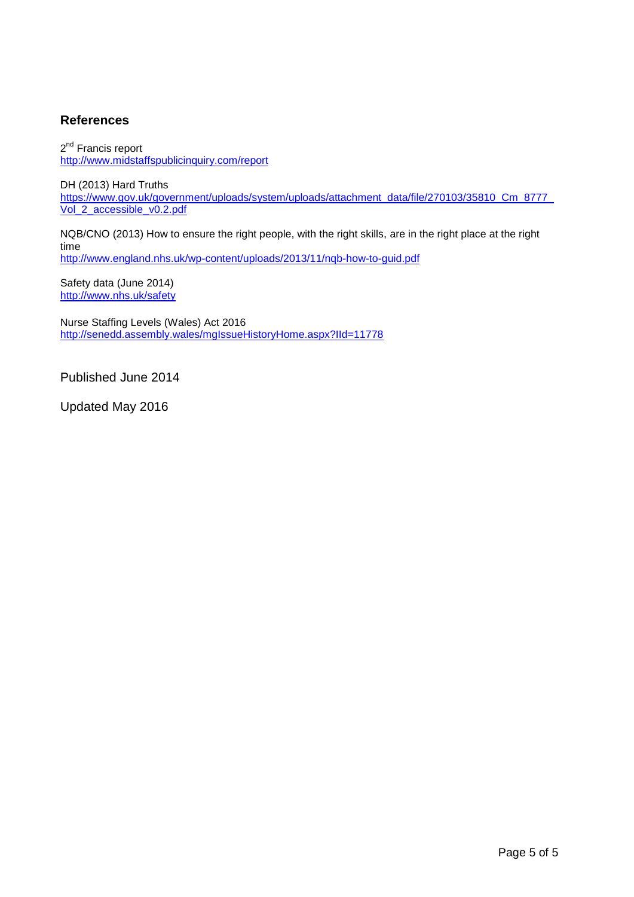## References

2nd Francis report
http://www.midstaffspublicinquiry.com/report

DH (2013) Hard Truths
https://www.gov.uk/government/uploads/system/uploads/attachment_data/file/270103/35810_Cm_8777_Vol_2_accessible_v0.2.pdf

NQB/CNO (2013) How to ensure the right people, with the right skills, are in the right place at the right time
http://www.england.nhs.uk/wp-content/uploads/2013/11/nqb-how-to-guid.pdf

Safety data (June 2014)
http://www.nhs.uk/safety

Nurse Staffing Levels (Wales) Act 2016
http://senedd.assembly.wales/mgIssueHistoryHome.aspx?IId=11778

Published June 2014

Updated May 2016